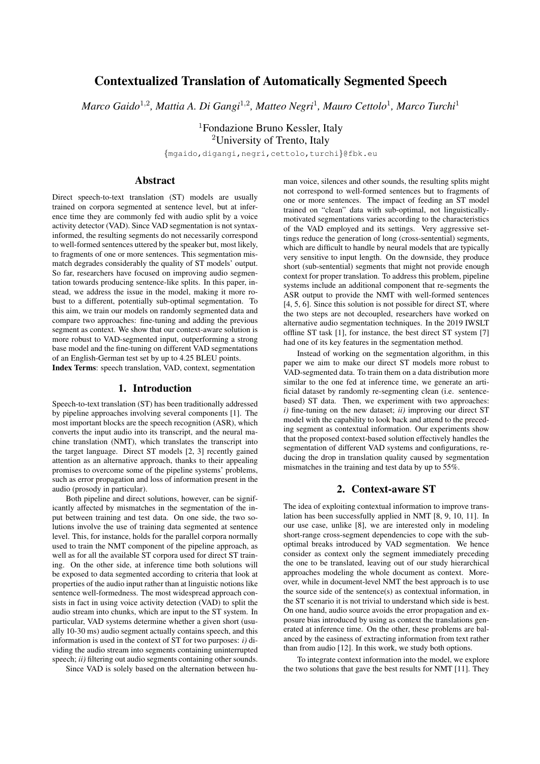# Contextualized Translation of Automatically Segmented Speech

*Marco Gaido*[1,2]*, Mattia A. Di Gangi*[1,2]*, Matteo Negri*[1]*, Mauro Cettolo*[1]*, Marco Turchi*[1]

[1]Fondazione Bruno Kessler, Italy
[2]University of Trento, Italy

{mgaido,digangi,negri,cettolo,turchi}@fbk.eu

## Abstract

Direct speech-to-text translation (ST) models are usually trained on corpora segmented at sentence level, but at inference time they are commonly fed with audio split by a voice activity detector (VAD). Since VAD segmentation is not syntax-informed, the resulting segments do not necessarily correspond to well-formed sentences uttered by the speaker but, most likely, to fragments of one or more sentences. This segmentation mismatch degrades considerably the quality of ST models' output. So far, researchers have focused on improving audio segmentation towards producing sentence-like splits. In this paper, instead, we address the issue in the model, making it more robust to a different, potentially sub-optimal segmentation. To this aim, we train our models on randomly segmented data and compare two approaches: fine-tuning and adding the previous segment as context. We show that our context-aware solution is more robust to VAD-segmented input, outperforming a strong base model and the fine-tuning on different VAD segmentations of an English-German test set by up to 4.25 BLEU points.

**Index Terms**: speech translation, VAD, context, segmentation

## 1. Introduction

Speech-to-text translation (ST) has been traditionally addressed by pipeline approaches involving several components [1]. The most important blocks are the speech recognition (ASR), which converts the input audio into its transcript, and the neural machine translation (NMT), which translates the transcript into the target language. Direct ST models [2, 3] recently gained attention as an alternative approach, thanks to their appealing promises to overcome some of the pipeline systems' problems, such as error propagation and loss of information present in the audio (prosody in particular).

Both pipeline and direct solutions, however, can be significantly affected by mismatches in the segmentation of the input between training and test data. On one side, the two solutions involve the use of training data segmented at sentence level. This, for instance, holds for the parallel corpora normally used to train the NMT component of the pipeline approach, as well as for all the available ST corpora used for direct ST training. On the other side, at inference time both solutions will be exposed to data segmented according to criteria that look at properties of the audio input rather than at linguistic notions like sentence well-formedness. The most widespread approach consists in fact in using voice activity detection (VAD) to split the audio stream into chunks, which are input to the ST system. In particular, VAD systems determine whether a given short (usually 10-30 ms) audio segment actually contains speech, and this information is used in the context of ST for two purposes: *i)* dividing the audio stream into segments containing uninterrupted speech; *ii)* filtering out audio segments containing other sounds.

Since VAD is solely based on the alternation between human voice, silences and other sounds, the resulting splits might not correspond to well-formed sentences but to fragments of one or more sentences. The impact of feeding an ST model trained on "clean" data with sub-optimal, not linguistically-motivated segmentations varies according to the characteristics of the VAD employed and its settings. Very aggressive settings reduce the generation of long (cross-sentential) segments, which are difficult to handle by neural models that are typically very sensitive to input length. On the downside, they produce short (sub-sentential) segments that might not provide enough context for proper translation. To address this problem, pipeline systems include an additional component that re-segments the ASR output to provide the NMT with well-formed sentences [4, 5, 6]. Since this solution is not possible for direct ST, where the two steps are not decoupled, researchers have worked on alternative audio segmentation techniques. In the 2019 IWSLT offline ST task [1], for instance, the best direct ST system [7] had one of its key features in the segmentation method.

Instead of working on the segmentation algorithm, in this paper we aim to make our direct ST models more robust to VAD-segmented data. To train them on a data distribution more similar to the one fed at inference time, we generate an artificial dataset by randomly re-segmenting clean (i.e. sentence-based) ST data. Then, we experiment with two approaches: *i)* fine-tuning on the new dataset; *ii)* improving our direct ST model with the capability to look back and attend to the preceding segment as contextual information. Our experiments show that the proposed context-based solution effectively handles the segmentation of different VAD systems and configurations, reducing the drop in translation quality caused by segmentation mismatches in the training and test data by up to 55%.

## 2. Context-aware ST

The idea of exploiting contextual information to improve translation has been successfully applied in NMT [8, 9, 10, 11]. In our use case, unlike [8], we are interested only in modeling short-range cross-segment dependencies to cope with the sub-optimal breaks introduced by VAD segmentation. We hence consider as context only the segment immediately preceding the one to be translated, leaving out of our study hierarchical approaches modeling the whole document as context. Moreover, while in document-level NMT the best approach is to use the source side of the sentence(s) as contextual information, in the ST scenario it is not trivial to understand which side is best. On one hand, audio source avoids the error propagation and exposure bias introduced by using as context the translations generated at inference time. On the other, these problems are balanced by the easiness of extracting information from text rather than from audio [12]. In this work, we study both options.

To integrate context information into the model, we explore the two solutions that gave the best results for NMT [11]. They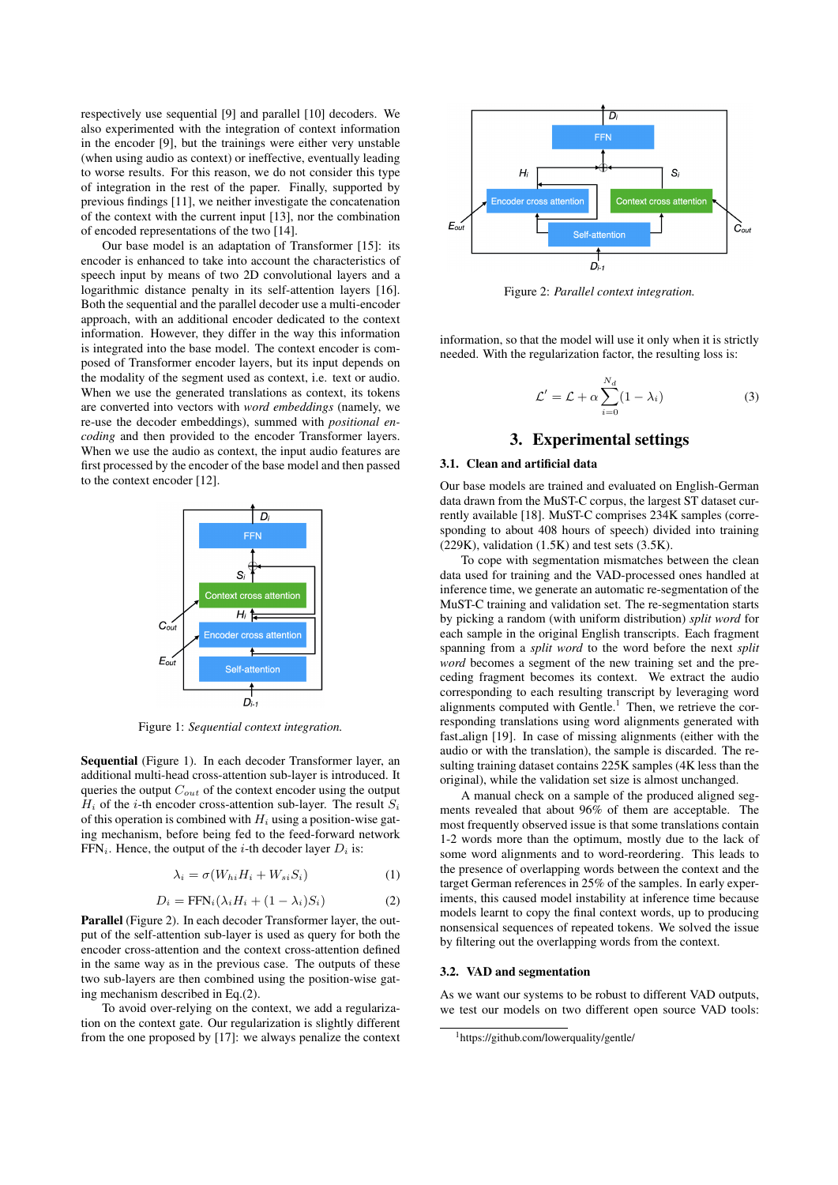respectively use sequential [9] and parallel [10] decoders. We also experimented with the integration of context information in the encoder [9], but the trainings were either very unstable (when using audio as context) or ineffective, eventually leading to worse results. For this reason, we do not consider this type of integration in the rest of the paper. Finally, supported by previous findings [11], we neither investigate the concatenation of the context with the current input [13], nor the combination of encoded representations of the two [14].

Our base model is an adaptation of Transformer [15]: its encoder is enhanced to take into account the characteristics of speech input by means of two 2D convolutional layers and a logarithmic distance penalty in its self-attention layers [16]. Both the sequential and the parallel decoder use a multi-encoder approach, with an additional encoder dedicated to the context information. However, they differ in the way this information is integrated into the base model. The context encoder is composed of Transformer encoder layers, but its input depends on the modality of the segment used as context, i.e. text or audio. When we use the generated translations as context, its tokens are converted into vectors with *word embeddings* (namely, we re-use the decoder embeddings), summed with *positional encoding* and then provided to the encoder Transformer layers. When we use the audio as context, the input audio features are first processed by the encoder of the base model and then passed to the context encoder [12].

Figure 1: *Sequential context integration.*

**Sequential** (Figure 1). In each decoder Transformer layer, an additional multi-head cross-attention sub-layer is introduced. It queries the output $C_{out}$ of the context encoder using the output $H_i$ of the $i$-th encoder cross-attention sub-layer. The result $S_i$ of this operation is combined with $H_i$ using a position-wise gating mechanism, before being fed to the feed-forward network $\text{FFN}_i$. Hence, the output of the $i$-th decoder layer $D_i$ is:

$$\lambda_i = \sigma(W_{hi}H_i + W_{si}S_i) \tag{1}$$

$$D_i = \text{FFN}_i(\lambda_i H_i + (1 - \lambda_i)S_i) \tag{2}$$

**Parallel** (Figure 2). In each decoder Transformer layer, the output of the self-attention sub-layer is used as query for both the encoder cross-attention and the context cross-attention defined in the same way as in the previous case. The outputs of these two sub-layers are then combined using the position-wise gating mechanism described in Eq.(2).

To avoid over-relying on the context, we add a regularization on the context gate. Our regularization is slightly different from the one proposed by [17]: we always penalize the context

Figure 2: *Parallel context integration.*

information, so that the model will use it only when it is strictly needed. With the regularization factor, the resulting loss is:

$$\mathcal{L}' = \mathcal{L} + \alpha \sum_{i=0}^{N_d}(1 - \lambda_i) \tag{3}$$

# 3. Experimental settings

## 3.1. Clean and artificial data

Our base models are trained and evaluated on English-German data drawn from the MuST-C corpus, the largest ST dataset currently available [18]. MuST-C comprises 234K samples (corresponding to about 408 hours of speech) divided into training (229K), validation (1.5K) and test sets (3.5K).

To cope with segmentation mismatches between the clean data used for training and the VAD-processed ones handled at inference time, we generate an automatic re-segmentation of the MuST-C training and validation set. The re-segmentation starts by picking a random (with uniform distribution) *split word* for each sample in the original English transcripts. Each fragment spanning from a *split word* to the word before the next *split word* becomes a segment of the new training set and the preceding fragment becomes its context. We extract the audio corresponding to each resulting transcript by leveraging word alignments computed with Gentle.[1] Then, we retrieve the corresponding translations using word alignments generated with fast_align [19]. In case of missing alignments (either with the audio or with the translation), the sample is discarded. The resulting training dataset contains 225K samples (4K less than the original), while the validation set size is almost unchanged.

A manual check on a sample of the produced aligned segments revealed that about 96% of them are acceptable. The most frequently observed issue is that some translations contain 1-2 words more than the optimum, mostly due to the lack of some word alignments and to word-reordering. This leads to the presence of overlapping words between the context and the target German references in 25% of the samples. In early experiments, this caused model instability at inference time because models learnt to copy the final context words, up to producing nonsensical sequences of repeated tokens. We solved the issue by filtering out the overlapping words from the context.

## 3.2. VAD and segmentation

As we want our systems to be robust to different VAD outputs, we test our models on two different open source VAD tools:

[1] https://github.com/lowerquality/gentle/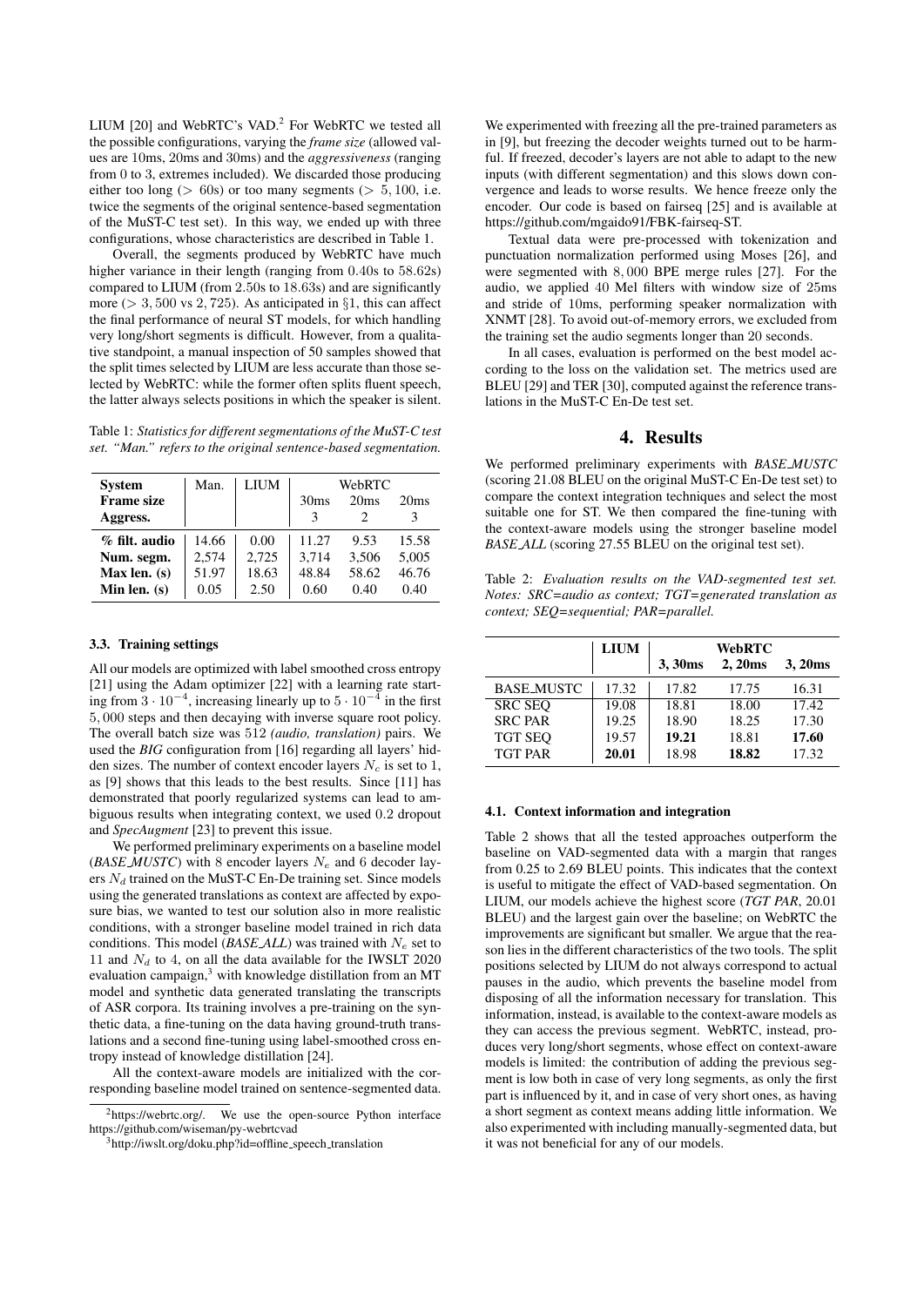LIUM [20] and WebRTC's VAD.[2] For WebRTC we tested all the possible configurations, varying the *frame size* (allowed values are 10ms, 20ms and 30ms) and the *aggressiveness* (ranging from 0 to 3, extremes included). We discarded those producing either too long ($> 60$s) or too many segments ($> 5,100$, i.e. twice the segments of the original sentence-based segmentation of the MuST-C test set). In this way, we ended up with three configurations, whose characteristics are described in Table 1.

Overall, the segments produced by WebRTC have much higher variance in their length (ranging from 0.40s to 58.62s) compared to LIUM (from 2.50s to 18.63s) and are significantly more ($> 3,500$ vs $2,725$). As anticipated in §1, this can affect the final performance of neural ST models, for which handling very long/short segments is difficult. However, from a qualitative standpoint, a manual inspection of 50 samples showed that the split times selected by LIUM are less accurate than those selected by WebRTC: while the former often splits fluent speech, the latter always selects positions in which the speaker is silent.

Table 1: *Statistics for different segmentations of the MuST-C test set. "Man." refers to the original sentence-based segmentation.*

| System | Man. | LIUM | WebRTC | | |
|---|---|---|---|---|---|
| Frame size | | | 30ms | 20ms | 20ms |
| Aggress. | | | 3 | 2 | 3 |
| % filt. audio | 14.66 | 0.00 | 11.27 | 9.53 | 15.58 |
| Num. segm. | 2,574 | 2,725 | 3,714 | 3,506 | 5,005 |
| Max len. (s) | 51.97 | 18.63 | 48.84 | 58.62 | 46.76 |
| Min len. (s) | 0.05 | 2.50 | 0.60 | 0.40 | 0.40 |

### 3.3. Training settings

All our models are optimized with label smoothed cross entropy [21] using the Adam optimizer [22] with a learning rate starting from $3 \cdot 10^{-4}$, increasing linearly up to $5 \cdot 10^{-4}$ in the first $5,000$ steps and then decaying with inverse square root policy. The overall batch size was 512 *(audio, translation)* pairs. We used the *BIG* configuration from [16] regarding all layers' hidden sizes. The number of context encoder layers $N_c$ is set to 1, as [9] shows that this leads to the best results. Since [11] has demonstrated that poorly regularized systems can lead to ambiguous results when integrating context, we used 0.2 dropout and *SpecAugment* [23] to prevent this issue.

We performed preliminary experiments on a baseline model (*BASE_MUSTC*) with 8 encoder layers $N_e$ and 6 decoder layers $N_d$ trained on the MuST-C En-De training set. Since models using the generated translations as context are affected by exposure bias, we wanted to test our solution also in more realistic conditions, with a stronger baseline model trained in rich data conditions. This model (*BASE_ALL*) was trained with $N_e$ set to 11 and $N_d$ to 4, on all the data available for the IWSLT 2020 evaluation campaign,[3] with knowledge distillation from an MT model and synthetic data generated translating the transcripts of ASR corpora. Its training involves a pre-training on the synthetic data, a fine-tuning on the data having ground-truth translations and a second fine-tuning using label-smoothed cross entropy instead of knowledge distillation [24].

All the context-aware models are initialized with the corresponding baseline model trained on sentence-segmented data. We experimented with freezing all the pre-trained parameters as in [9], but freezing the decoder weights turned out to be harmful. If freezed, decoder's layers are not able to adapt to the new inputs (with different segmentation) and this slows down convergence and leads to worse results. We hence freeze only the encoder. Our code is based on fairseq [25] and is available at https://github.com/mgaido91/FBK-fairseq-ST.

Textual data were pre-processed with tokenization and punctuation normalization performed using Moses [26], and were segmented with $8,000$ BPE merge rules [27]. For the audio, we applied 40 Mel filters with window size of 25ms and stride of 10ms, performing speaker normalization with XNMT [28]. To avoid out-of-memory errors, we excluded from the training set the audio segments longer than 20 seconds.

In all cases, evaluation is performed on the best model according to the loss on the validation set. The metrics used are BLEU [29] and TER [30], computed against the reference translations in the MuST-C En-De test set.

[2] https://webrtc.org/. We use the open-source Python interface https://github.com/wiseman/py-webrtcvad

[3] http://iwslt.org/doku.php?id=offline_speech_translation

## 4. Results

We performed preliminary experiments with *BASE_MUSTC* (scoring 21.08 BLEU on the original MuST-C En-De test set) to compare the context integration techniques and select the most suitable one for ST. We then compared the fine-tuning with the context-aware models using the stronger baseline model *BASE_ALL* (scoring 27.55 BLEU on the original test set).

Table 2: *Evaluation results on the VAD-segmented test set. Notes: SRC=audio as context; TGT=generated translation as context; SEQ=sequential; PAR=parallel.*

| | LIUM | WebRTC | | |
|---|---|---|---|---|
| | | 3, 30ms | 2, 20ms | 3, 20ms |
| BASE_MUSTC | 17.32 | 17.82 | 17.75 | 16.31 |
| SRC SEQ | 19.08 | 18.81 | 18.00 | 17.42 |
| SRC PAR | 19.25 | 18.90 | 18.25 | 17.30 |
| TGT SEQ | 19.57 | **19.21** | 18.81 | **17.60** |
| TGT PAR | **20.01** | 18.98 | **18.82** | 17.32 |

### 4.1. Context information and integration

Table 2 shows that all the tested approaches outperform the baseline on VAD-segmented data with a margin that ranges from 0.25 to 2.69 BLEU points. This indicates that the context is useful to mitigate the effect of VAD-based segmentation. On LIUM, our models achieve the highest score (*TGT PAR*, 20.01 BLEU) and the largest gain over the baseline; on WebRTC the improvements are significant but smaller. We argue that the reason lies in the different characteristics of the two tools. The split positions selected by LIUM do not always correspond to actual pauses in the audio, which prevents the baseline model from disposing of all the information necessary for translation. This information, instead, is available to the context-aware models as they can access the previous segment. WebRTC, instead, produces very long/short segments, whose effect on context-aware models is limited: the contribution of adding the previous segment is low both in case of very long segments, as only the first part is influenced by it, and in case of very short ones, as having a short segment as context means adding little information. We also experimented with including manually-segmented data, but it was not beneficial for any of our models.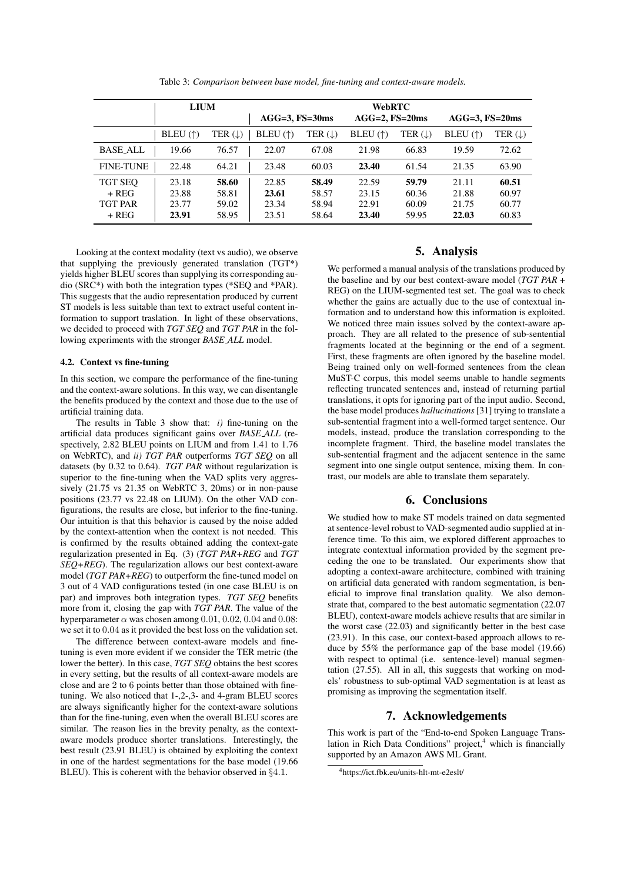Table 3: *Comparison between base model, fine-tuning and context-aware models.*

| | LIUM | | WebRTC | | | | | |
|---|---|---|---|---|---|---|---|---|
| | | | AGG=3, FS=30ms | | AGG=2, FS=20ms | | AGG=3, FS=20ms | |
| | BLEU (↑) | TER (↓) | BLEU (↑) | TER (↓) | BLEU (↑) | TER (↓) | BLEU (↑) | TER (↓) |
| BASE_ALL | 19.66 | 76.57 | 22.07 | 67.08 | 21.98 | 66.83 | 19.59 | 72.62 |
| FINE-TUNE | 22.48 | 64.21 | 23.48 | 60.03 | **23.40** | 61.54 | 21.35 | 63.90 |
| TGT SEQ | 23.18 | **58.60** | 22.85 | **58.49** | 22.59 | **59.79** | 21.11 | **60.51** |
| + REG | 23.88 | 58.81 | **23.61** | 58.57 | 23.15 | 60.36 | 21.88 | 60.97 |
| TGT PAR | 23.77 | 59.02 | 23.34 | 58.94 | 22.91 | 60.09 | 21.75 | 60.77 |
| + REG | **23.91** | 58.95 | 23.51 | 58.64 | **23.40** | 59.95 | **22.03** | 60.83 |

Looking at the context modality (text vs audio), we observe that supplying the previously generated translation (TGT*) yields higher BLEU scores than supplying its corresponding audio (SRC*) with both the integration types (*SEQ and *PAR). This suggests that the audio representation produced by current ST models is less suitable than text to extract useful content information to support traslation. In light of these observations, we decided to proceed with *TGT SEQ* and *TGT PAR* in the following experiments with the stronger *BASE_ALL* model.

### 4.2. Context vs fine-tuning

In this section, we compare the performance of the fine-tuning and the context-aware solutions. In this way, we can disentangle the benefits produced by the context and those due to the use of artificial training data.

The results in Table 3 show that: *i)* fine-tuning on the artificial data produces significant gains over *BASE_ALL* (respectively, 2.82 BLEU points on LIUM and from 1.41 to 1.76 on WebRTC), and *ii)* *TGT PAR* outperforms *TGT SEQ* on all datasets (by 0.32 to 0.64). *TGT PAR* without regularization is superior to the fine-tuning when the VAD splits very aggressively (21.75 vs 21.35 on WebRTC 3, 20ms) or in non-pause positions (23.77 vs 22.48 on LIUM). On the other VAD configurations, the results are close, but inferior to the fine-tuning. Our intuition is that this behavior is caused by the noise added by the context-attention when the context is not needed. This is confirmed by the results obtained adding the context-gate regularization presented in Eq. (3) (*TGT PAR+REG* and *TGT SEQ+REG*). The regularization allows our best context-aware model (*TGT PAR+REG*) to outperform the fine-tuned model on 3 out of 4 VAD configurations tested (in one case BLEU is on par) and improves both integration types. *TGT SEQ* benefits more from it, closing the gap with *TGT PAR*. The value of the hyperparameter $\alpha$ was chosen among $0.01$, $0.02$, $0.04$ and $0.08$: we set it to $0.04$ as it provided the best loss on the validation set.

The difference between context-aware models and fine-tuning is even more evident if we consider the TER metric (the lower the better). In this case, *TGT SEQ* obtains the best scores in every setting, but the results of all context-aware models are close and are 2 to 6 points better than those obtained with fine-tuning. We also noticed that 1-,2-,3- and 4-gram BLEU scores are always significantly higher for the context-aware solutions than for the fine-tuning, even when the overall BLEU scores are similar. The reason lies in the brevity penalty, as the context-aware models produce shorter translations. Interestingly, the best result (23.91 BLEU) is obtained by exploiting the context in one of the hardest segmentations for the base model (19.66 BLEU). This is coherent with the behavior observed in §4.1.

## 5. Analysis

We performed a manual analysis of the translations produced by the baseline and by our best context-aware model (*TGT PAR* + REG) on the LIUM-segmented test set. The goal was to check whether the gains are actually due to the use of contextual information and to understand how this information is exploited. We noticed three main issues solved by the context-aware approach. They are all related to the presence of sub-sentential fragments located at the beginning or the end of a segment. First, these fragments are often ignored by the baseline model. Being trained only on well-formed sentences from the clean MuST-C corpus, this model seems unable to handle segments reflecting truncated sentences and, instead of returning partial translations, it opts for ignoring part of the input audio. Second, the base model produces *hallucinations* [31] trying to translate a sub-sentential fragment into a well-formed target sentence. Our models, instead, produce the translation corresponding to the incomplete fragment. Third, the baseline model translates the sub-sentential fragment and the adjacent sentence in the same segment into one single output sentence, mixing them. In contrast, our models are able to translate them separately.

## 6. Conclusions

We studied how to make ST models trained on data segmented at sentence-level robust to VAD-segmented audio supplied at inference time. To this aim, we explored different approaches to integrate contextual information provided by the segment preceding the one to be translated. Our experiments show that adopting a context-aware architecture, combined with training on artificial data generated with random segmentation, is beneficial to improve final translation quality. We also demonstrate that, compared to the best automatic segmentation (22.07 BLEU), context-aware models achieve results that are similar in the worst case (22.03) and significantly better in the best case (23.91). In this case, our context-based approach allows to reduce by 55% the performance gap of the base model (19.66) with respect to optimal (i.e. sentence-level) manual segmentation (27.55). All in all, this suggests that working on models' robustness to sub-optimal VAD segmentation is at least as promising as improving the segmentation itself.

## 7. Acknowledgements

This work is part of the "End-to-end Spoken Language Translation in Rich Data Conditions" project,[4] which is financially supported by an Amazon AWS ML Grant.

[4]https://ict.fbk.eu/units-hlt-mt-e2eslt/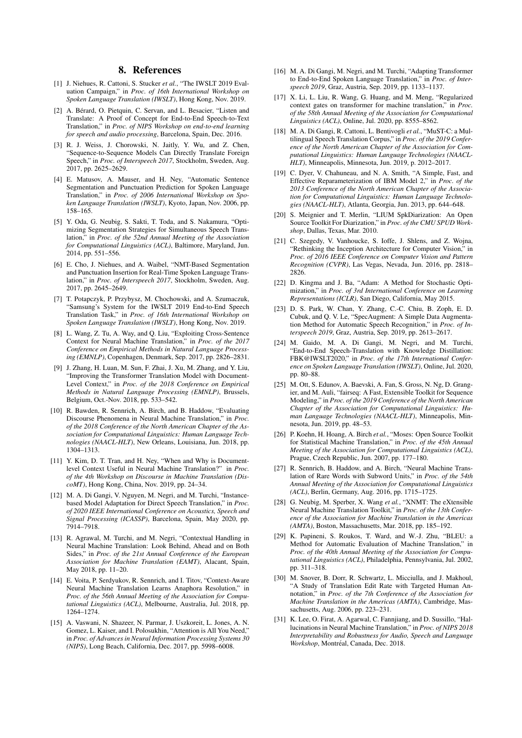## 8. References

[1] J. Niehues, R. Cattoni, S. Stucker *et al.*, "The IWSLT 2019 Evaluation Campaign," in *Proc. of 16th International Workshop on Spoken Language Translation (IWSLT)*, Hong Kong, Nov. 2019.

[2] A. Bérard, O. Pietquin, C. Servan, and L. Besacier, "Listen and Translate: A Proof of Concept for End-to-End Speech-to-Text Translation," in *Proc. of NIPS Workshop on end-to-end learning for speech and audio processing*, Barcelona, Spain, Dec. 2016.

[3] R. J. Weiss, J. Chorowski, N. Jaitly, Y. Wu, and Z. Chen, "Sequence-to-Sequence Models Can Directly Translate Foreign Speech," in *Proc. of Interspeech 2017*, Stockholm, Sweden, Aug. 2017, pp. 2625–2629.

[4] E. Matusov, A. Mauser, and H. Ney, "Automatic Sentence Segmentation and Punctuation Prediction for Spoken Language Translation," in *Proc. of 2006 International Workshop on Spoken Language Translation (IWSLT)*, Kyoto, Japan, Nov. 2006, pp. 158–165.

[5] Y. Oda, G. Neubig, S. Sakti, T. Toda, and S. Nakamura, "Optimizing Segmentation Strategies for Simultaneous Speech Translation," in *Proc. of the 52nd Annual Meeting of the Association for Computational Linguistics (ACL)*, Baltimore, Maryland, Jun. 2014, pp. 551–556.

[6] E. Cho, J. Niehues, and A. Waibel, "NMT-Based Segmentation and Punctuation Insertion for Real-Time Spoken Language Translation," in *Proc. of Interspeech 2017*, Stockholm, Sweden, Aug. 2017, pp. 2645–2649.

[7] T. Potapczyk, P. Przybysz, M. Chochowski, and A. Szumaczuk, "Samsung's System for the IWSLT 2019 End-to-End Speech Translation Task," in *Proc. of 16th International Workshop on Spoken Language Translation (IWSLT)*, Hong Kong, Nov. 2019.

[8] L. Wang, Z. Tu, A. Way, and Q. Liu, "Exploiting Cross-Sentence Context for Neural Machine Translation," in *Proc. of the 2017 Conference on Empirical Methods in Natural Language Processing (EMNLP)*, Copenhagen, Denmark, Sep. 2017, pp. 2826–2831.

[9] J. Zhang, H. Luan, M. Sun, F. Zhai, J. Xu, M. Zhang, and Y. Liu, "Improving the Transformer Translation Model with Document-Level Context," in *Proc. of the 2018 Conference on Empirical Methods in Natural Language Processing (EMNLP)*, Brussels, Belgium, Oct.-Nov. 2018, pp. 533–542.

[10] R. Bawden, R. Sennrich, A. Birch, and B. Haddow, "Evaluating Discourse Phenomena in Neural Machine Translation," in *Proc. of the 2018 Conference of the North American Chapter of the Association for Computational Linguistics: Human Language Technologies (NAACL-HLT)*, New Orleans, Louisiana, Jun. 2018, pp. 1304–1313.

[11] Y. Kim, D. T. Tran, and H. Ney, "When and Why is Document-level Context Useful in Neural Machine Translation?" in *Proc. of the 4th Workshop on Discourse in Machine Translation (DiscoMT)*, Hong Kong, China, Nov. 2019, pp. 24–34.

[12] M. A. Di Gangi, V. Nguyen, M. Negri, and M. Turchi, "Instance-based Model Adaptation for Direct Speech Translation," in *Proc. of 2020 IEEE International Conference on Acoustics, Speech and Signal Processing (ICASSP)*, Barcelona, Spain, May 2020, pp. 7914–7918.

[13] R. Agrawal, M. Turchi, and M. Negri, "Contextual Handling in Neural Machine Translation: Look Behind, Ahead and on Both Sides," in *Proc. of the 21st Annual Conference of the European Association for Machine Translation (EAMT)*, Alacant, Spain, May 2018, pp. 11–20.

[14] E. Voita, P. Serdyukov, R. Sennrich, and I. Titov, "Context-Aware Neural Machine Translation Learns Anaphora Resolution," in *Proc. of the 56th Annual Meeting of the Association for Computational Linguistics (ACL)*, Melbourne, Australia, Jul. 2018, pp. 1264–1274.

[15] A. Vaswani, N. Shazeer, N. Parmar, J. Uszkoreit, L. Jones, A. N. Gomez, L. Kaiser, and I. Polosukhin, "Attention is All You Need," in *Proc. of Advances in Neural Information Processing Systems 30 (NIPS)*, Long Beach, California, Dec. 2017, pp. 5998–6008.

[16] M. A. Di Gangi, M. Negri, and M. Turchi, "Adapting Transformer to End-to-End Spoken Language Translation," in *Proc. of Interspeech 2019*, Graz, Austria, Sep. 2019, pp. 1133–1137.

[17] X. Li, L. Liu, R. Wang, G. Huang, and M. Meng, "Regularized context gates on transformer for machine translation," in *Proc. of the 58th Annual Meeting of the Association for Computational Linguistics (ACL)*, Online, Jul. 2020, pp. 8555–8562.

[18] M. A. Di Gangi, R. Cattoni, L. Bentivogli *et al.*, "MuST-C: a Multilingual Speech Translation Corpus," in *Proc. of the 2019 Conference of the North American Chapter of the Association for Computational Linguistics: Human Language Technologies (NAACL-HLT)*, Minneapolis, Minnesota, Jun. 2019, p. 2012–2017.

[19] C. Dyer, V. Chahuneau, and N. A. Smith, "A Simple, Fast, and Effective Reparameterization of IBM Model 2," in *Proc. of the 2013 Conference of the North American Chapter of the Association for Computational Linguistics: Human Language Technologies (NAACL-HLT)*, Atlanta, Georgia, Jun. 2013, pp. 644–648.

[20] S. Meignier and T. Merlin, "LIUM SpkDiarization: An Open Source Toolkit For Diarization," in *Proc. of the CMU SPUD Workshop*, Dallas, Texas, Mar. 2010.

[21] C. Szegedy, V. Vanhoucke, S. Ioffe, J. Shlens, and Z. Wojna, "Rethinking the Inception Architecture for Computer Vision," in *Proc. of 2016 IEEE Conference on Computer Vision and Pattern Recognition (CVPR)*, Las Vegas, Nevada, Jun. 2016, pp. 2818–2826.

[22] D. Kingma and J. Ba, "Adam: A Method for Stochastic Optimization," in *Proc. of 3rd International Conference on Learning Representations (ICLR)*, San Diego, California, May 2015.

[23] D. S. Park, W. Chan, Y. Zhang, C.-C. Chiu, B. Zoph, E. D. Cubuk, and Q. V. Le, "SpecAugment: A Simple Data Augmentation Method for Automatic Speech Recognition," in *Proc. of Interspeech 2019*, Graz, Austria, Sep. 2019, pp. 2613–2617.

[24] M. Gaido, M. A. Di Gangi, M. Negri, and M. Turchi, "End-to-End Speech-Translation with Knowledge Distillation: FBK@IWSLT2020," in *Proc. of the 17th International Conference on Spoken Language Translation (IWSLT)*, Online, Jul. 2020, pp. 80–88.

[25] M. Ott, S. Edunov, A. Baevski, A. Fan, S. Gross, N. Ng, D. Grangier, and M. Auli, "fairseq: A Fast, Extensible Toolkit for Sequence Modeling," in *Proc. of the 2019 Conference of the North American Chapter of the Association for Computational Linguistics: Human Language Technologies (NAACL-HLT)*, Minneapolis, Minnesota, Jun. 2019, pp. 48–53.

[26] P. Koehn, H. Hoang, A. Birch *et al.*, "Moses: Open Source Toolkit for Statistical Machine Translation," in *Proc. of the 45th Annual Meeting of the Association for Computational Linguistics (ACL)*, Prague, Czech Republic, Jun. 2007, pp. 177–180.

[27] R. Sennrich, B. Haddow, and A. Birch, "Neural Machine Translation of Rare Words with Subword Units," in *Proc. of the 54th Annual Meeting of the Association for Computational Linguistics (ACL)*, Berlin, Germany, Aug. 2016, pp. 1715–1725.

[28] G. Neubig, M. Sperber, X. Wang *et al.*, "XNMT: The eXtensible Neural Machine Translation Toolkit," in *Proc. of the 13th Conference of the Association for Machine Translation in the Americas (AMTA)*, Boston, Massachusetts, Mar. 2018, pp. 185–192.

[29] K. Papineni, S. Roukos, T. Ward, and W.-J. Zhu, "BLEU: a Method for Automatic Evaluation of Machine Translation," in *Proc. of the 40th Annual Meeting of the Association for Computational Linguistics (ACL)*, Philadelphia, Pennsylvania, Jul. 2002, pp. 311–318.

[30] M. Snover, B. Dorr, R. Schwartz, L. Micciulla, and J. Makhoul, "A Study of Translation Edit Rate with Targeted Human Annotation," in *Proc. of the 7th Conference of the Association for Machine Translation in the Americas (AMTA)*, Cambridge, Massachusetts, Aug. 2006, pp. 223–231.

[31] K. Lee, O. Firat, A. Agarwal, C. Fannjiang, and D. Sussillo, "Hallucinations in Neural Machine Translation," in *Proc. of NIPS 2018 Interpretability and Robustness for Audio, Speech and Language Workshop*, Montréal, Canada, Dec. 2018.